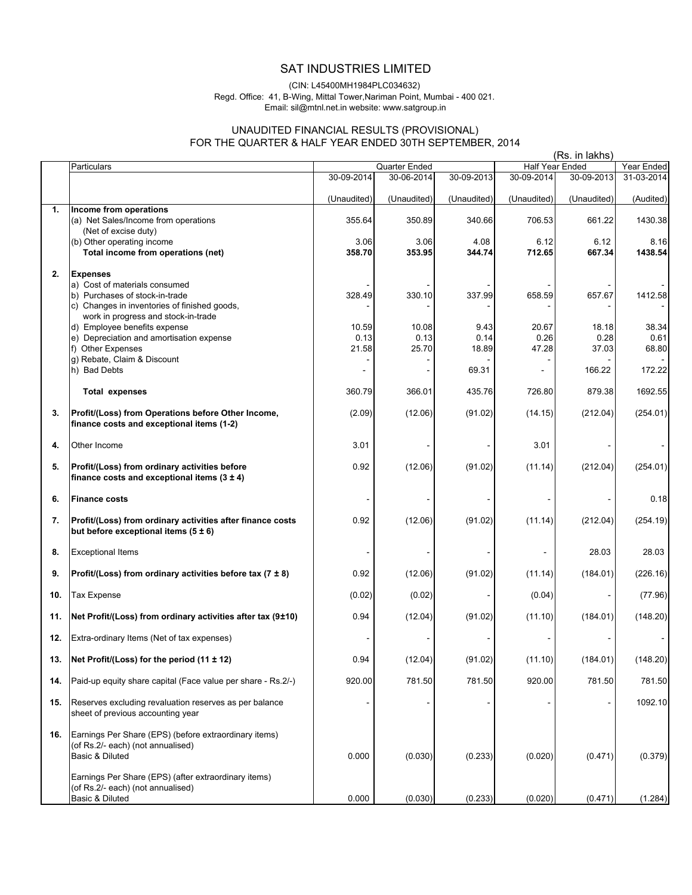# SAT INDUSTRIES LIMITED

(CIN: L45400MH1984PLC034632)
Regd. Office: 41, B-Wing, Mittal Tower,Nariman Point, Mumbai - 400 021.
Email: sil@mtnl.net.in website: www.satgroup.in

## UNAUDITED FINANCIAL RESULTS (PROVISIONAL) FOR THE QUARTER & HALF YEAR ENDED 30TH SEPTEMBER, 2014

(Rs. in lakhs)

| | Particulars | Quarter Ended | | | Half Year Ended | | Year Ended |
|---|---|---|---|---|---|---|---|
| | | 30-09-2014 | 30-06-2014 | 30-09-2013 | 30-09-2014 | 30-09-2013 | 31-03-2014 |
| | | (Unaudited) | (Unaudited) | (Unaudited) | (Unaudited) | (Unaudited) | (Audited) |
| **1.** | **Income from operations** | | | | | | |
| | (a) Net Sales/Income from operations (Net of excise duty) | 355.64 | 350.89 | 340.66 | 706.53 | 661.22 | 1430.38 |
| | (b) Other operating income | 3.06 | 3.06 | 4.08 | 6.12 | 6.12 | 8.16 |
| | **Total income from operations (net)** | **358.70** | **353.95** | **344.74** | **712.65** | **667.34** | **1438.54** |
| **2.** | **Expenses** | | | | | | |
| | a) Cost of materials consumed | - | - | - | - | - | - |
| | b) Purchases of stock-in-trade | 328.49 | 330.10 | 337.99 | 658.59 | 657.67 | 1412.58 |
| | c) Changes in inventories of finished goods, work in progress and stock-in-trade | - | - | - | - | - | - |
| | d) Employee benefits expense | 10.59 | 10.08 | 9.43 | 20.67 | 18.18 | 38.34 |
| | e) Depreciation and amortisation expense | 0.13 | 0.13 | 0.14 | 0.26 | 0.28 | 0.61 |
| | f) Other Expenses | 21.58 | 25.70 | 18.89 | 47.28 | 37.03 | 68.80 |
| | g) Rebate, Claim & Discount | - | - | - | - | - | - |
| | h) Bad Debts | - | - | 69.31 | - | 166.22 | 172.22 |
| | **Total expenses** | 360.79 | 366.01 | 435.76 | 726.80 | 879.38 | 1692.55 |
| **3.** | **Profit/(Loss) from Operations before Other Income, finance costs and exceptional items (1-2)** | (2.09) | (12.06) | (91.02) | (14.15) | (212.04) | (254.01) |
| **4.** | Other Income | 3.01 | - | - | 3.01 | - | - |
| **5.** | **Profit/(Loss) from ordinary activities before finance costs and exceptional items (3 ± 4)** | 0.92 | (12.06) | (91.02) | (11.14) | (212.04) | (254.01) |
| **6.** | **Finance costs** | - | - | - | - | - | 0.18 |
| **7.** | **Profit/(Loss) from ordinary activities after finance costs but before exceptional items (5 ± 6)** | 0.92 | (12.06) | (91.02) | (11.14) | (212.04) | (254.19) |
| **8.** | Exceptional Items | - | - | - | - | 28.03 | 28.03 |
| **9.** | **Profit/(Loss) from ordinary activities before tax (7 ± 8)** | 0.92 | (12.06) | (91.02) | (11.14) | (184.01) | (226.16) |
| **10.** | Tax Expense | (0.02) | (0.02) | - | (0.04) | - | (77.96) |
| **11.** | **Net Profit/(Loss) from ordinary activities after tax (9±10)** | 0.94 | (12.04) | (91.02) | (11.10) | (184.01) | (148.20) |
| **12.** | Extra-ordinary Items (Net of tax expenses) | - | - | - | - | - | - |
| **13.** | **Net Profit/(Loss) for the period (11 ± 12)** | 0.94 | (12.04) | (91.02) | (11.10) | (184.01) | (148.20) |
| **14.** | Paid-up equity share capital (Face value per share - Rs.2/-) | 920.00 | 781.50 | 781.50 | 920.00 | 781.50 | 781.50 |
| **15.** | Reserves excluding revaluation reserves as per balance sheet of previous accounting year | - | - | - | - | - | 1092.10 |
| **16.** | Earnings Per Share (EPS) (before extraordinary items) (of Rs.2/- each) (not annualised) | | | | | | |
| | Basic & Diluted | 0.000 | (0.030) | (0.233) | (0.020) | (0.471) | (0.379) |
| | Earnings Per Share (EPS) (after extraordinary items) (of Rs.2/- each) (not annualised) | | | | | | |
| | Basic & Diluted | 0.000 | (0.030) | (0.233) | (0.020) | (0.471) | (1.284) |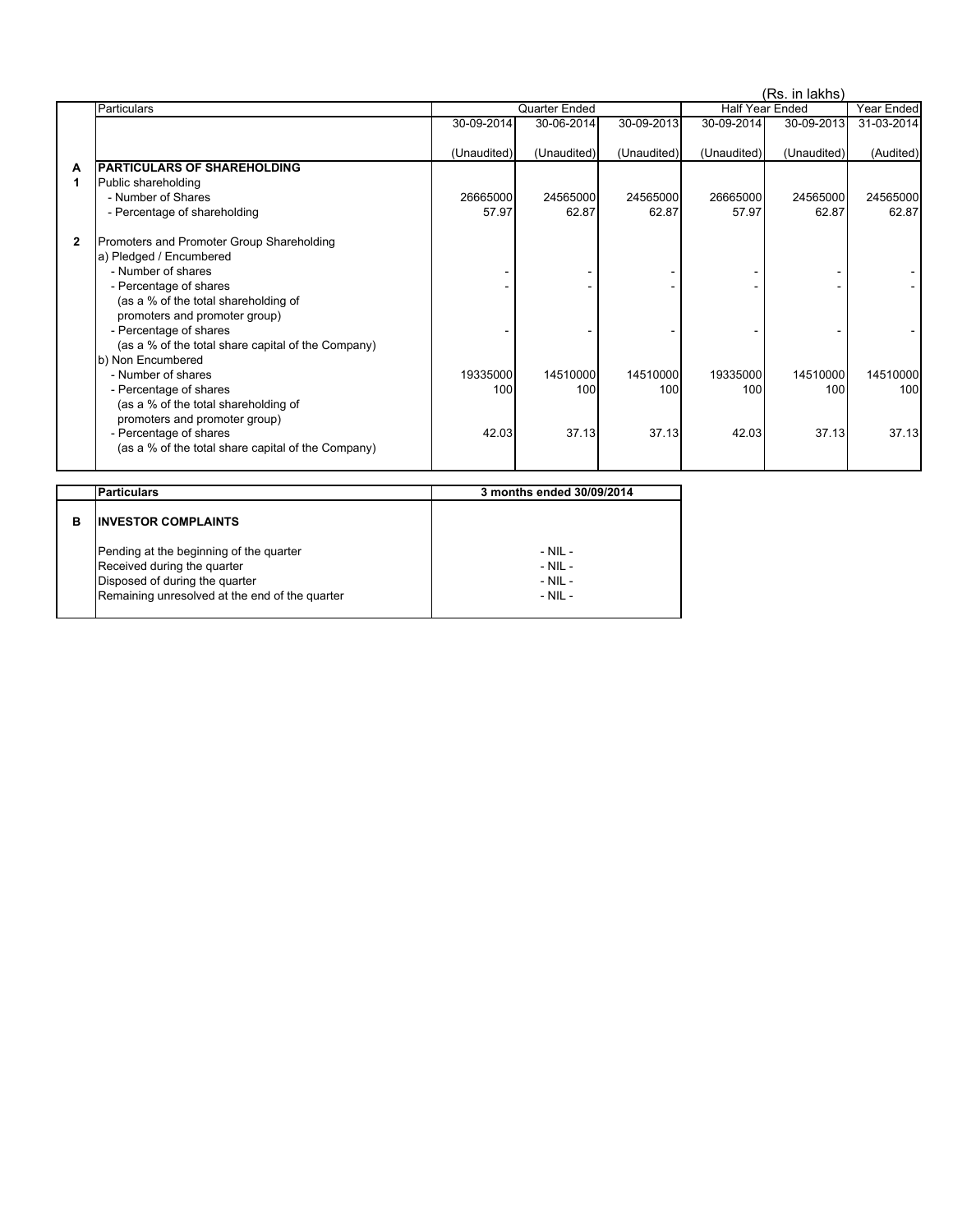(Rs. in lakhs)

| | Particulars | Quarter Ended | | | Half Year Ended | | Year Ended |
|---|---|---|---|---|---|---|---|
| | | 30-09-2014 | 30-06-2014 | 30-09-2013 | 30-09-2014 | 30-09-2013 | 31-03-2014 |
| | | (Unaudited) | (Unaudited) | (Unaudited) | (Unaudited) | (Unaudited) | (Audited) |
| **A** | **PARTICULARS OF SHAREHOLDING** | | | | | | |
| **1** | Public shareholding | | | | | | |
| | - Number of Shares | 26665000 | 24565000 | 24565000 | 26665000 | 24565000 | 24565000 |
| | - Percentage of shareholding | 57.97 | 62.87 | 62.87 | 57.97 | 62.87 | 62.87 |
| **2** | Promoters and Promoter Group Shareholding | | | | | | |
| | a) Pledged / Encumbered | | | | | | |
| | - Number of shares | - | - | - | - | - | - |
| | - Percentage of shares (as a % of the total shareholding of promoters and promoter group) | - | - | - | - | - | - |
| | - Percentage of shares (as a % of the total share capital of the Company) | - | - | - | - | - | - |
| | b) Non Encumbered | | | | | | |
| | - Number of shares | 19335000 | 14510000 | 14510000 | 19335000 | 14510000 | 14510000 |
| | - Percentage of shares (as a % of the total shareholding of promoters and promoter group) | 100 | 100 | 100 | 100 | 100 | 100 |
| | - Percentage of shares (as a % of the total share capital of the Company) | 42.03 | 37.13 | 37.13 | 42.03 | 37.13 | 37.13 |

| | **Particulars** | **3 months ended 30/09/2014** |
|---|---|---|
| **B** | **INVESTOR COMPLAINTS** | |
| | Pending at the beginning of the quarter | - NIL - |
| | Received during the quarter | - NIL - |
| | Disposed of during the quarter | - NIL - |
| | Remaining unresolved at the end of the quarter | - NIL - |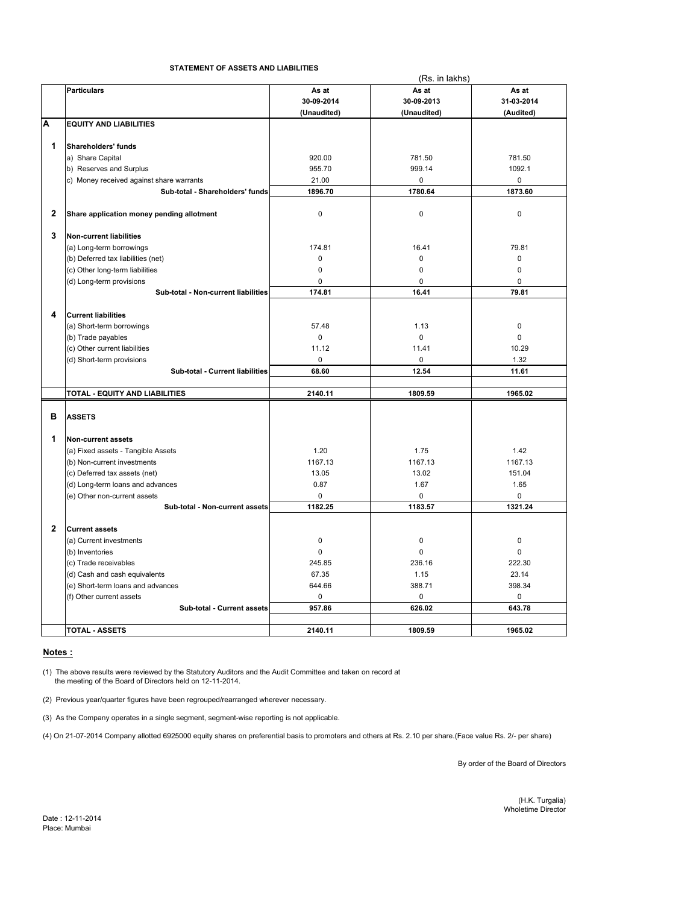# STATEMENT OF ASSETS AND LIABILITIES

(Rs. in lakhs)

| | Particulars | As at 30-09-2014 (Unaudited) | As at 30-09-2013 (Unaudited) | As at 31-03-2014 (Audited) |
|---|---|---|---|---|
| **A** | **EQUITY AND LIABILITIES** | | | |
| **1** | **Shareholders' funds** | | | |
| | a) Share Capital | 920.00 | 781.50 | 781.50 |
| | b) Reserves and Surplus | 955.70 | 999.14 | 1092.1 |
| | c) Money received against share warrants | 21.00 | 0 | 0 |
| | **Sub-total - Shareholders' funds** | **1896.70** | **1780.64** | **1873.60** |
| **2** | **Share application money pending allotment** | 0 | 0 | 0 |
| **3** | **Non-current liabilities** | | | |
| | (a) Long-term borrowings | 174.81 | 16.41 | 79.81 |
| | (b) Deferred tax liabilities (net) | 0 | 0 | 0 |
| | (c) Other long-term liabilities | 0 | 0 | 0 |
| | (d) Long-term provisions | 0 | 0 | 0 |
| | **Sub-total - Non-current liabilities** | **174.81** | **16.41** | **79.81** |
| **4** | **Current liabilities** | | | |
| | (a) Short-term borrowings | 57.48 | 1.13 | 0 |
| | (b) Trade payables | 0 | 0 | 0 |
| | (c) Other current liabilities | 11.12 | 11.41 | 10.29 |
| | (d) Short-term provisions | 0 | 0 | 1.32 |
| | **Sub-total - Current liabilities** | **68.60** | **12.54** | **11.61** |
| | **TOTAL - EQUITY AND LIABILITIES** | **2140.11** | **1809.59** | **1965.02** |
| **B** | **ASSETS** | | | |
| **1** | **Non-current assets** | | | |
| | (a) Fixed assets - Tangible Assets | 1.20 | 1.75 | 1.42 |
| | (b) Non-current investments | 1167.13 | 1167.13 | 1167.13 |
| | (c) Deferred tax assets (net) | 13.05 | 13.02 | 151.04 |
| | (d) Long-term loans and advances | 0.87 | 1.67 | 1.65 |
| | (e) Other non-current assets | 0 | 0 | 0 |
| | **Sub-total - Non-current assets** | **1182.25** | **1183.57** | **1321.24** |
| **2** | **Current assets** | | | |
| | (a) Current investments | 0 | 0 | 0 |
| | (b) Inventories | 0 | 0 | 0 |
| | (c) Trade receivables | 245.85 | 236.16 | 222.30 |
| | (d) Cash and cash equivalents | 67.35 | 1.15 | 23.14 |
| | (e) Short-term loans and advances | 644.66 | 388.71 | 398.34 |
| | (f) Other current assets | 0 | 0 | 0 |
| | **Sub-total - Current assets** | **957.86** | **626.02** | **643.78** |
| | **TOTAL - ASSETS** | **2140.11** | **1809.59** | **1965.02** |

**Notes :**

(1) The above results were reviewed by the Statutory Auditors and the Audit Committee and taken on record at the meeting of the Board of Directors held on 12-11-2014.

(2) Previous year/quarter figures have been regrouped/rearranged wherever necessary.

(3) As the Company operates in a single segment, segment-wise reporting is not applicable.

(4) On 21-07-2014 Company allotted 6925000 equity shares on preferential basis to promoters and others at Rs. 2.10 per share.(Face value Rs. 2/- per share)

By order of the Board of Directors

(H.K. Turgalia)
Wholetime Director

Date : 12-11-2014
Place: Mumbai